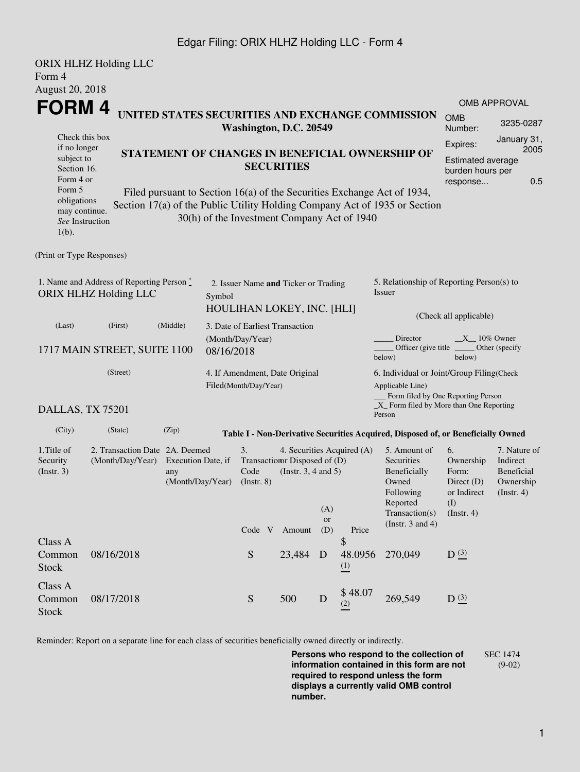Edgar Filing: ORIX HLHZ Holding LLC - Form 4

ORIX HLHZ Holding LLC
Form 4
August 20, 2018

# FORM 4

**UNITED STATES SECURITIES AND EXCHANGE COMMISSION**
**Washington, D.C. 20549**

**STATEMENT OF CHANGES IN BENEFICIAL OWNERSHIP OF SECURITIES**

Filed pursuant to Section 16(a) of the Securities Exchange Act of 1934, Section 17(a) of the Public Utility Holding Company Act of 1935 or Section 30(h) of the Investment Company Act of 1940

Check this box if no longer subject to Section 16. Form 4 or Form 5 obligations may continue. *See* Instruction 1(b).

| OMB APPROVAL | |
|---|---|
| OMB Number: | 3235-0287 |
| Expires: | January 31, 2005 |
| Estimated average burden hours per response... | 0.5 |

(Print or Type Responses)

1. Name and Address of Reporting Person *
ORIX HLHZ Holding LLC

(Last) (First) (Middle)

1717 MAIN STREET, SUITE 1100

(Street)

DALLAS, TX 75201

(City) (State) (Zip)

2. Issuer Name **and** Ticker or Trading Symbol
HOULIHAN LOKEY, INC. [HLI]

3. Date of Earliest Transaction (Month/Day/Year)
08/16/2018

4. If Amendment, Date Original Filed(Month/Day/Year)

5. Relationship of Reporting Person(s) to Issuer

(Check all applicable)

_____ Director __X__ 10% Owner
_____ Officer (give title below) _____ Other (specify below)

6. Individual or Joint/Group Filing(Check Applicable Line)
___ Form filed by One Reporting Person
_X_ Form filed by More than One Reporting Person

**Table I - Non-Derivative Securities Acquired, Disposed of, or Beneficially Owned**

| 1.Title of Security (Instr. 3) | 2. Transaction Date (Month/Day/Year) | 2A. Deemed Execution Date, if any (Month/Day/Year) | 3. Transaction Code (Instr. 8) | | 4. Securities Acquired (A) or Disposed of (D) (Instr. 3, 4 and 5) | | | 5. Amount of Securities Beneficially Owned Following Reported Transaction(s) (Instr. 3 and 4) | 6. Ownership Form: Direct (D) or Indirect (I) (Instr. 4) | 7. Nature of Indirect Beneficial Ownership (Instr. 4) |
|---|---|---|---|---|---|---|---|---|---|---|
| | | | Code | V | Amount | (A) or (D) | Price | | | |
| Class A Common Stock | 08/16/2018 | | S | | 23,484 | D | $ 48.0956 (1) | 270,049 | D (3) | |
| Class A Common Stock | 08/17/2018 | | S | | 500 | D | $ 48.07 (2) | 269,549 | D (3) | |

Reminder: Report on a separate line for each class of securities beneficially owned directly or indirectly.

**Persons who respond to the collection of information contained in this form are not required to respond unless the form displays a currently valid OMB control number.**

SEC 1474 (9-02)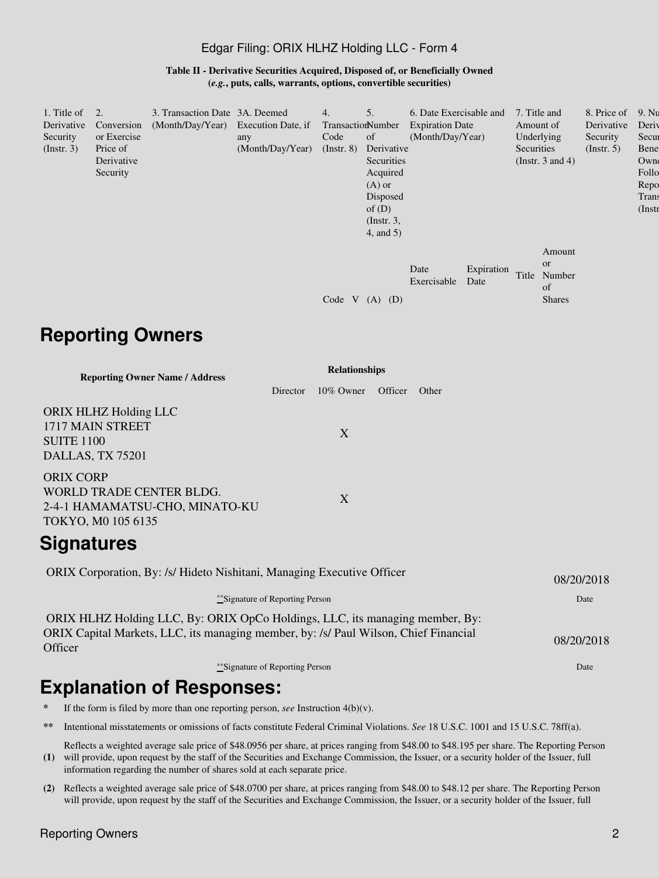**Table II - Derivative Securities Acquired, Disposed of, or Beneficially Owned**
**(*e.g.*, puts, calls, warrants, options, convertible securities)**

| 1. Title of Derivative Security (Instr. 3) | 2. Conversion or Exercise Price of Derivative Security | 3. Transaction Date (Month/Day/Year) | 3A. Deemed Execution Date, if any (Month/Day/Year) | 4. Transaction Code (Instr. 8) | | 5. Number of Derivative Securities Acquired (A) or Disposed of (D) (Instr. 3, 4, and 5) | | 6. Date Exercisable and Expiration Date (Month/Day/Year) | | 7. Title and Amount of Underlying Securities (Instr. 3 and 4) | | 8. Price of Derivative Security (Instr. 5) | 9. Nu Deriv Secur Bene Own Follo Repo Trans (Instr |
|---|---|---|---|---|---|---|---|---|---|---|---|---|---|
| | | | | Code | V | (A) | (D) | Date Exercisable | Expiration Date | Title | Amount or Number of Shares | | |

## Reporting Owners

| Reporting Owner Name / Address | Relationships | | | |
|---|---|---|---|---|
| | Director | 10% Owner | Officer | Other |
| ORIX HLHZ Holding LLC<br>1717 MAIN STREET<br>SUITE 1100<br>DALLAS, TX 75201 | | X | | |
| ORIX CORP<br>WORLD TRADE CENTER BLDG.<br>2-4-1 HAMAMATSU-CHO, MINATO-KU<br>TOKYO, M0 105 6135 | | X | | |

## Signatures

| | |
|---|---|
| ORIX Corporation, By: /s/ Hideto Nishitani, Managing Executive Officer | 08/20/2018 |
| **Signature of Reporting Person | Date |
| ORIX HLHZ Holding LLC, By: ORIX OpCo Holdings, LLC, its managing member, By: ORIX Capital Markets, LLC, its managing member, by: /s/ Paul Wilson, Chief Financial Officer | 08/20/2018 |
| **Signature of Reporting Person | Date |

## Explanation of Responses:

\* If the form is filed by more than one reporting person, *see* Instruction 4(b)(v).

\*\* Intentional misstatements or omissions of facts constitute Federal Criminal Violations. *See* 18 U.S.C. 1001 and 15 U.S.C. 78ff(a).

**(1)** Reflects a weighted average sale price of $48.0956 per share, at prices ranging from $48.00 to $48.195 per share. The Reporting Person will provide, upon request by the staff of the Securities and Exchange Commission, the Issuer, or a security holder of the Issuer, full information regarding the number of shares sold at each separate price.

**(2)** Reflects a weighted average sale price of $48.0700 per share, at prices ranging from $48.00 to $48.12 per share. The Reporting Person will provide, upon request by the staff of the Securities and Exchange Commission, the Issuer, or a security holder of the Issuer, full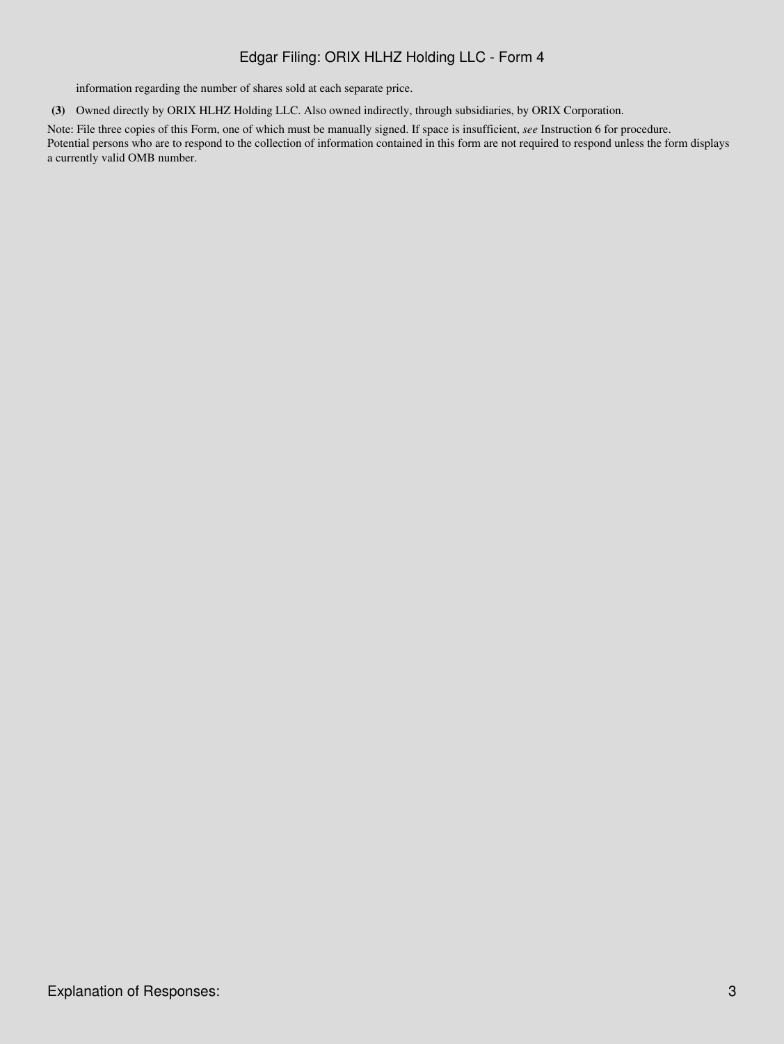information regarding the number of shares sold at each separate price.

**(3)** Owned directly by ORIX HLHZ Holding LLC. Also owned indirectly, through subsidiaries, by ORIX Corporation.

Note: File three copies of this Form, one of which must be manually signed. If space is insufficient, *see* Instruction 6 for procedure.
Potential persons who are to respond to the collection of information contained in this form are not required to respond unless the form displays a currently valid OMB number.

Explanation of Responses: